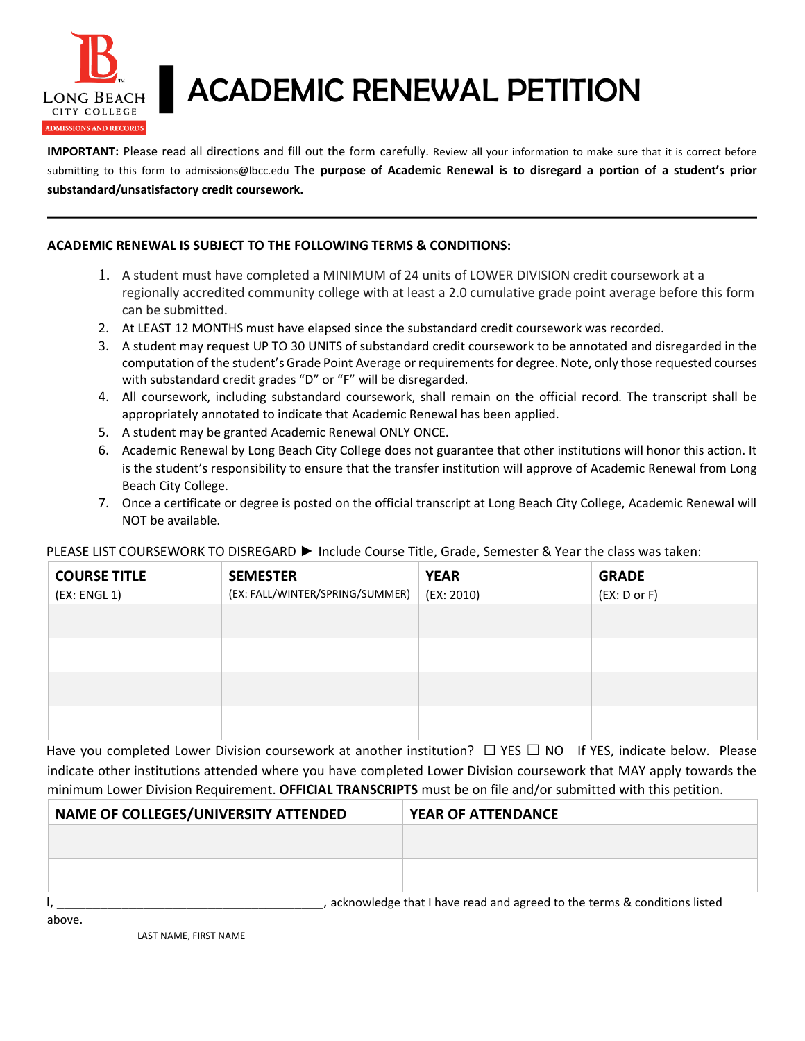LONG BEACH CITY COLLEGE
ADMISSIONS AND RECORDS

# ACADEMIC RENEWAL PETITION

**IMPORTANT:** Please read all directions and fill out the form carefully. Review all your information to make sure that it is correct before submitting to this form to admissions@lbcc.edu **The purpose of Academic Renewal is to disregard a portion of a student's prior substandard/unsatisfactory credit coursework.**

---

**ACADEMIC RENEWAL IS SUBJECT TO THE FOLLOWING TERMS & CONDITIONS:**

1. A student must have completed a MINIMUM of 24 units of LOWER DIVISION credit coursework at a regionally accredited community college with at least a 2.0 cumulative grade point average before this form can be submitted.
2. At LEAST 12 MONTHS must have elapsed since the substandard credit coursework was recorded.
3. A student may request UP TO 30 UNITS of substandard credit coursework to be annotated and disregarded in the computation of the student's Grade Point Average or requirements for degree. Note, only those requested courses with substandard credit grades "D" or "F" will be disregarded.
4. All coursework, including substandard coursework, shall remain on the official record. The transcript shall be appropriately annotated to indicate that Academic Renewal has been applied.
5. A student may be granted Academic Renewal ONLY ONCE.
6. Academic Renewal by Long Beach City College does not guarantee that other institutions will honor this action. It is the student's responsibility to ensure that the transfer institution will approve of Academic Renewal from Long Beach City College.
7. Once a certificate or degree is posted on the official transcript at Long Beach City College, Academic Renewal will NOT be available.

PLEASE LIST COURSEWORK TO DISREGARD ► Include Course Title, Grade, Semester & Year the class was taken:

| **COURSE TITLE** (EX: ENGL 1) | **SEMESTER** (EX: FALL/WINTER/SPRING/SUMMER) | **YEAR** (EX: 2010) | **GRADE** (EX: D or F) |
|---|---|---|---|
| | | | |
| | | | |
| | | | |
| | | | |

Have you completed Lower Division coursework at another institution? ☐ YES ☐ NO If YES, indicate below. Please indicate other institutions attended where you have completed Lower Division coursework that MAY apply towards the minimum Lower Division Requirement. **OFFICIAL TRANSCRIPTS** must be on file and/or submitted with this petition.

| **NAME OF COLLEGES/UNIVERSITY ATTENDED** | **YEAR OF ATTENDANCE** |
|---|---|
| | |
| | |

I, ________________________________________, acknowledge that I have read and agreed to the terms & conditions listed above.

LAST NAME, FIRST NAME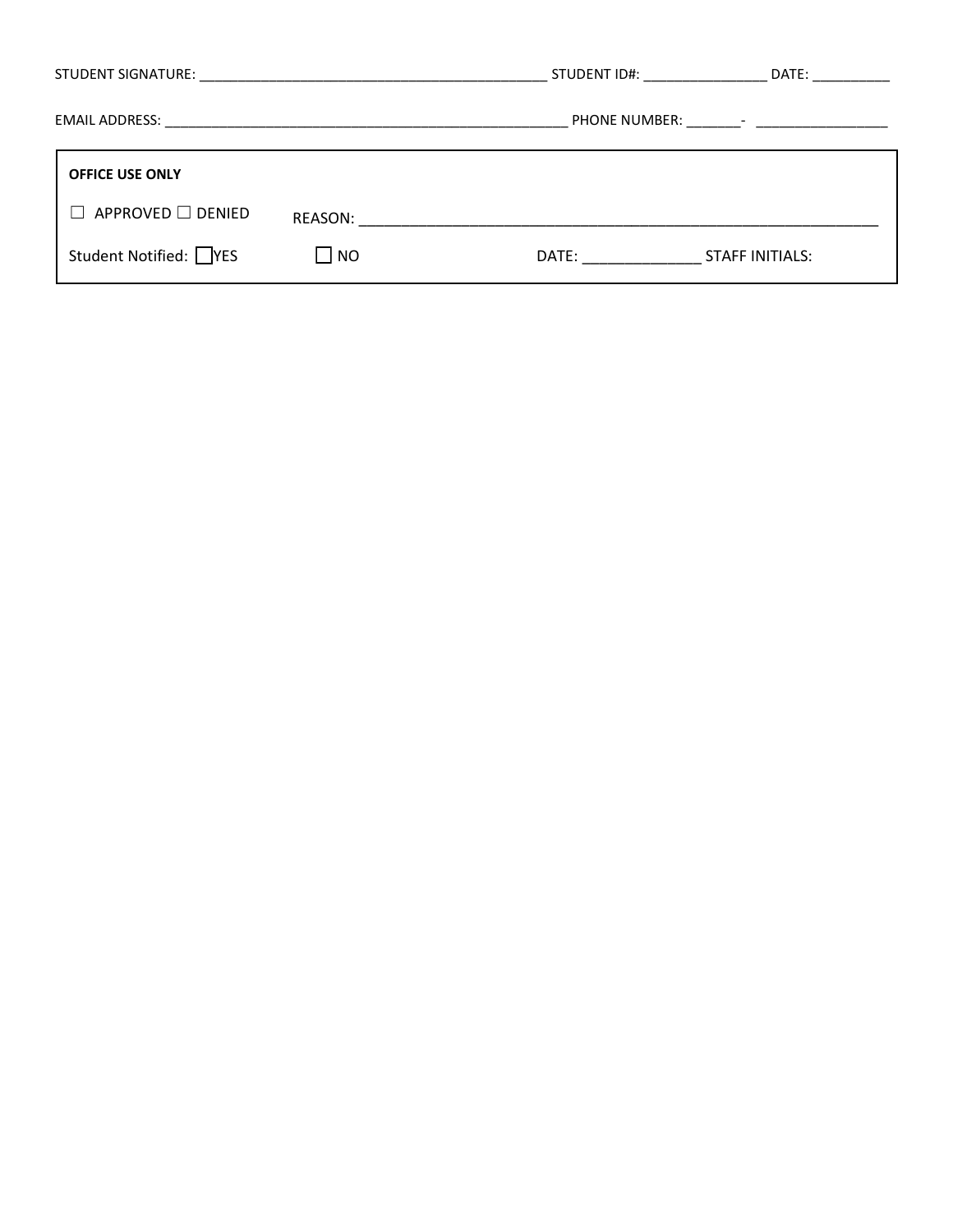STUDENT SIGNATURE: _______________________________________________ STUDENT ID#: ________________ DATE: __________

EMAIL ADDRESS: _______________________________________________________ PHONE NUMBER: _______- _________________

**OFFICE USE ONLY**

☐ APPROVED ☐ DENIED REASON: _________________________________________________________________

Student Notified: ☐ YES ☐ NO DATE: ______________ STAFF INITIALS: